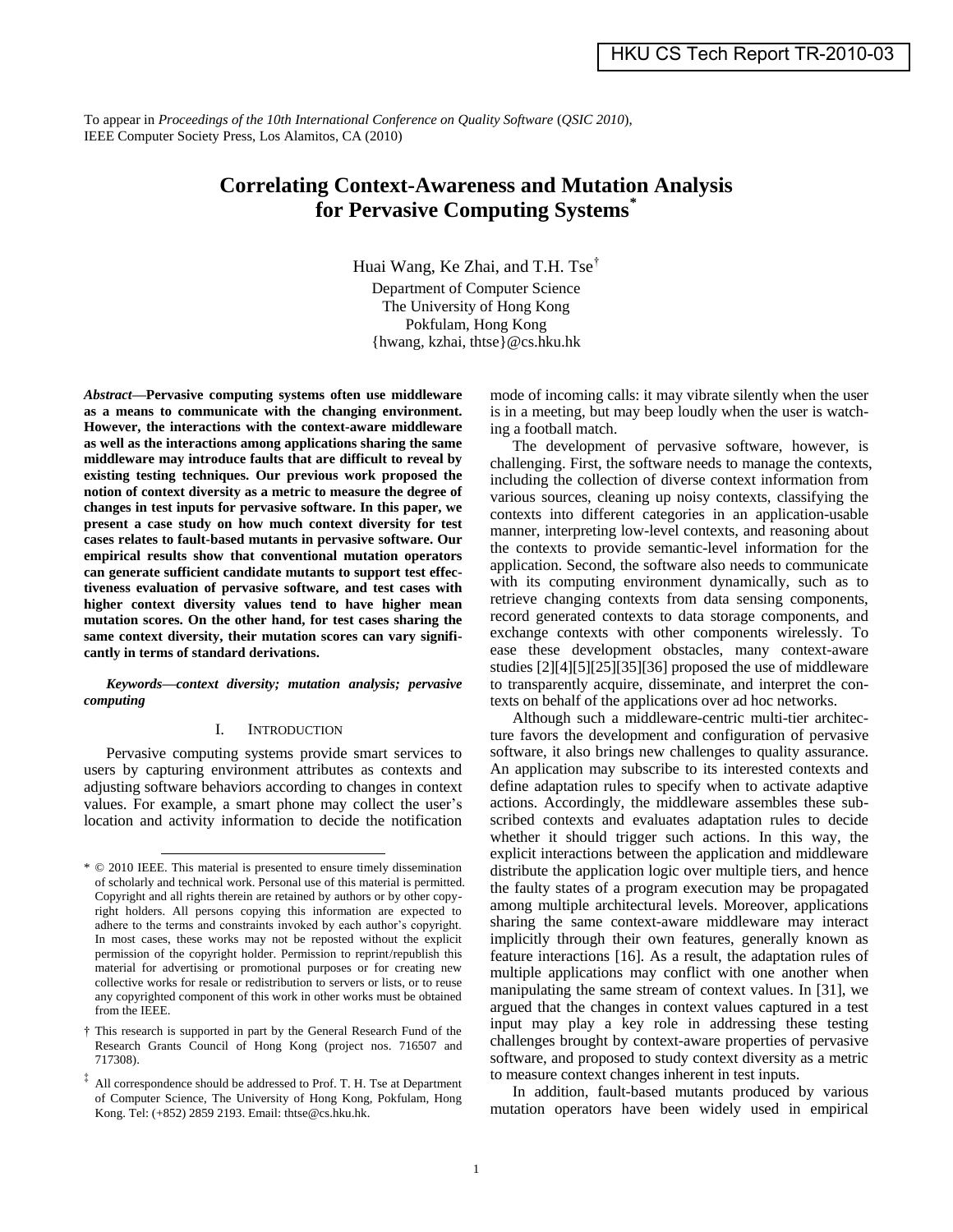HKU CS Tech Report TR-2010-03

To appear in *Proceedings of the 10th International Conference on Quality Software* (*QSIC 2010*), IEEE Computer Society Press, Los Alamitos, CA (2010)

# Correlating Context-Awareness and Mutation Analysis for Pervasive Computing Systems [*]

Huai Wang, Ke Zhai, and T.H. Tse [†]

Department of Computer Science
The University of Hong Kong
Pokfulam, Hong Kong
{hwang, kzhai, thtse}@cs.hku.hk

***Abstract*—Pervasive computing systems often use middleware as a means to communicate with the changing environment. However, the interactions with the context-aware middleware as well as the interactions among applications sharing the same middleware may introduce faults that are difficult to reveal by existing testing techniques. Our previous work proposed the notion of context diversity as a metric to measure the degree of changes in test inputs for pervasive software. In this paper, we present a case study on how much context diversity for test cases relates to fault-based mutants in pervasive software. Our empirical results show that conventional mutation operators can generate sufficient candidate mutants to support test effectiveness evaluation of pervasive software, and test cases with higher context diversity values tend to have higher mean mutation scores. On the other hand, for test cases sharing the same context diversity, their mutation scores can vary significantly in terms of standard derivations.**

***Keywords—context diversity; mutation analysis; pervasive computing***

## I. Introduction

Pervasive computing systems provide smart services to users by capturing environment attributes as contexts and adjusting software behaviors according to changes in context values. For example, a smart phone may collect the user's location and activity information to decide the notification mode of incoming calls: it may vibrate silently when the user is in a meeting, but may beep loudly when the user is watching a football match.

The development of pervasive software, however, is challenging. First, the software needs to manage the contexts, including the collection of diverse context information from various sources, cleaning up noisy contexts, classifying the contexts into different categories in an application-usable manner, interpreting low-level contexts, and reasoning about the contexts to provide semantic-level information for the application. Second, the software also needs to communicate with its computing environment dynamically, such as to retrieve changing contexts from data sensing components, record generated contexts to data storage components, and exchange contexts with other components wirelessly. To ease these development obstacles, many context-aware studies [2][4][5][25][35][36] proposed the use of middleware to transparently acquire, disseminate, and interpret the contexts on behalf of the applications over ad hoc networks.

Although such a middleware-centric multi-tier architecture favors the development and configuration of pervasive software, it also brings new challenges to quality assurance. An application may subscribe to its interested contexts and define adaptation rules to specify when to activate adaptive actions. Accordingly, the middleware assembles these subscribed contexts and evaluates adaptation rules to decide whether it should trigger such actions. In this way, the explicit interactions between the application and middleware distribute the application logic over multiple tiers, and hence the faulty states of a program execution may be propagated among multiple architectural levels. Moreover, applications sharing the same context-aware middleware may interact implicitly through their own features, generally known as feature interactions [16]. As a result, the adaptation rules of multiple applications may conflict with one another when manipulating the same stream of context values. In [31], we argued that the changes in context values captured in a test input may play a key role in addressing these testing challenges brought by context-aware properties of pervasive software, and proposed to study context diversity as a metric to measure context changes inherent in test inputs.

In addition, fault-based mutants produced by various mutation operators have been widely used in empirical

---

[*] © 2010 IEEE. This material is presented to ensure timely dissemination of scholarly and technical work. Personal use of this material is permitted. Copyright and all rights therein are retained by authors or by other copyright holders. All persons copying this information are expected to adhere to the terms and constraints invoked by each author's copyright. In most cases, these works may not be reposted without the explicit permission of the copyright holder. Permission to reprint/republish this material for advertising or promotional purposes or for creating new collective works for resale or redistribution to servers or lists, or to reuse any copyrighted component of this work in other works must be obtained from the IEEE.

[†] This research is supported in part by the General Research Fund of the Research Grants Council of Hong Kong (project nos. 716507 and 717308).

[‡] All correspondence should be addressed to Prof. T. H. Tse at Department of Computer Science, The University of Hong Kong, Pokfulam, Hong Kong. Tel: (+852) 2859 2193. Email: thtse@cs.hku.hk.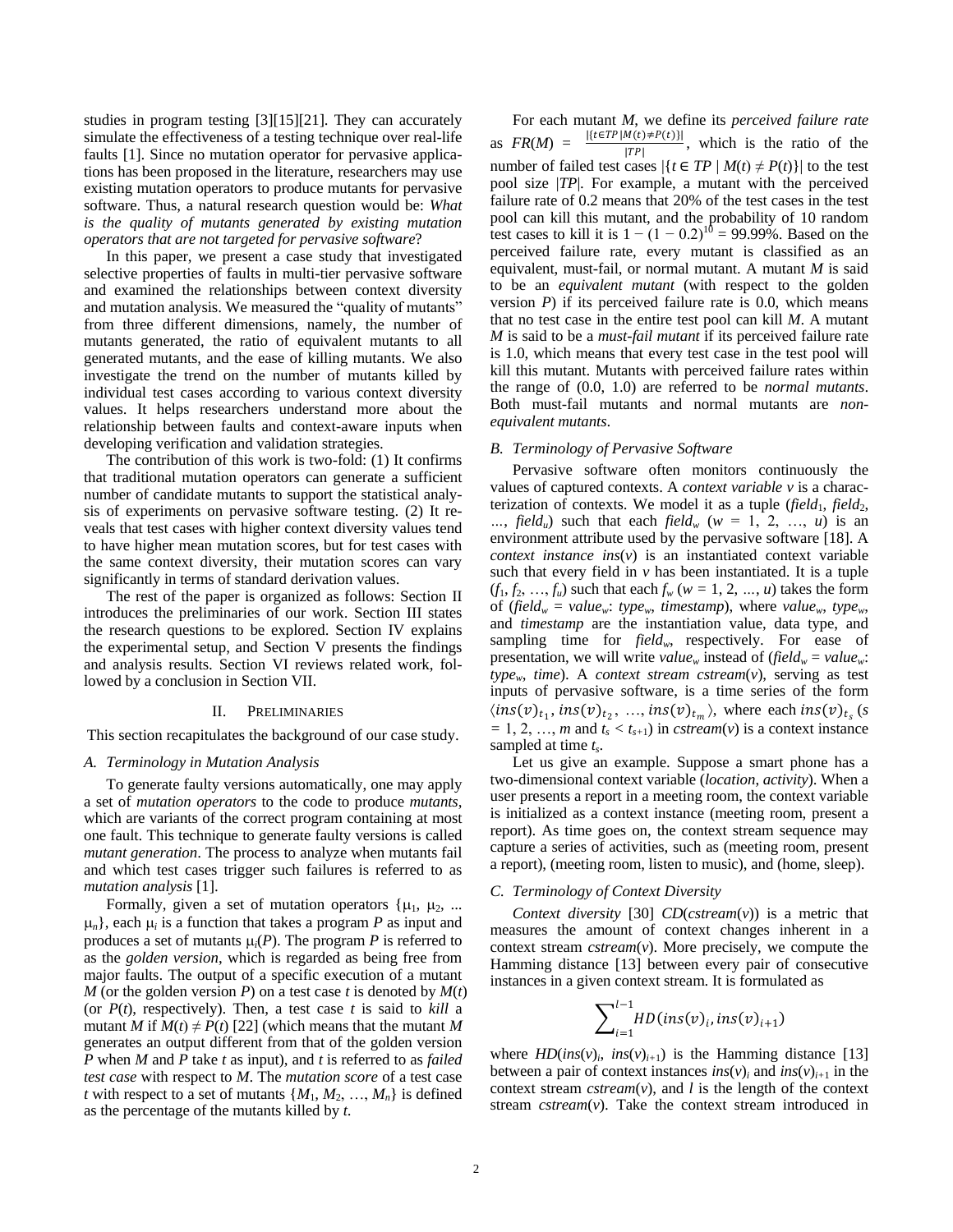studies in program testing [3][15][21]. They can accurately simulate the effectiveness of a testing technique over real-life faults [1]. Since no mutation operator for pervasive applications has been proposed in the literature, researchers may use existing mutation operators to produce mutants for pervasive software. Thus, a natural research question would be: *What is the quality of mutants generated by existing mutation operators that are not targeted for pervasive software*?

In this paper, we present a case study that investigated selective properties of faults in multi-tier pervasive software and examined the relationships between context diversity and mutation analysis. We measured the "quality of mutants" from three different dimensions, namely, the number of mutants generated, the ratio of equivalent mutants to all generated mutants, and the ease of killing mutants. We also investigate the trend on the number of mutants killed by individual test cases according to various context diversity values. It helps researchers understand more about the relationship between faults and context-aware inputs when developing verification and validation strategies.

The contribution of this work is two-fold: (1) It confirms that traditional mutation operators can generate a sufficient number of candidate mutants to support the statistical analysis of experiments on pervasive software testing. (2) It reveals that test cases with higher context diversity values tend to have higher mean mutation scores, but for test cases with the same context diversity, their mutation scores can vary significantly in terms of standard derivation values.

The rest of the paper is organized as follows: Section II introduces the preliminaries of our work. Section III states the research questions to be explored. Section IV explains the experimental setup, and Section V presents the findings and analysis results. Section VI reviews related work, followed by a conclusion in Section VII.

## II. Preliminaries

This section recapitulates the background of our case study.

### A. Terminology in Mutation Analysis

To generate faulty versions automatically, one may apply a set of *mutation operators* to the code to produce *mutants*, which are variants of the correct program containing at most one fault. This technique to generate faulty versions is called *mutant generation*. The process to analyze when mutants fail and which test cases trigger such failures is referred to as *mutation analysis* [1].

Formally, given a set of mutation operators $\{\mu_1, \mu_2, ... \mu_n\}$, each $\mu_i$ is a function that takes a program $P$ as input and produces a set of mutants $\mu_i(P)$. The program $P$ is referred to as the *golden version*, which is regarded as being free from major faults. The output of a specific execution of a mutant $M$ (or the golden version $P$) on a test case $t$ is denoted by $M(t)$ (or $P(t)$, respectively). Then, a test case $t$ is said to *kill* a mutant $M$ if $M(t) \neq P(t)$ [22] (which means that the mutant $M$ generates an output different from that of the golden version $P$ when $M$ and $P$ take $t$ as input), and $t$ is referred to as *failed test case* with respect to $M$. The *mutation score* of a test case $t$ with respect to a set of mutants $\{M_1, M_2, \ldots, M_n\}$ is defined as the percentage of the mutants killed by $t$.

For each mutant $M$, we define its *perceived failure rate* as $FR(M) = \frac{|\{t \in TP \mid M(t) \neq P(t)\}|}{|TP|}$, which is the ratio of the number of failed test cases $|\{t \in TP \mid M(t) \neq P(t)\}|$ to the test pool size $|TP|$. For example, a mutant with the perceived failure rate of 0.2 means that 20% of the test cases in the test pool can kill this mutant, and the probability of 10 random test cases to kill it is $1 - (1 - 0.2)^{10} = 99.99\%$. Based on the perceived failure rate, every mutant is classified as an equivalent, must-fail, or normal mutant. A mutant $M$ is said to be an *equivalent mutant* (with respect to the golden version $P$) if its perceived failure rate is 0.0, which means that no test case in the entire test pool can kill $M$. A mutant $M$ is said to be a *must-fail mutant* if its perceived failure rate is 1.0, which means that every test case in the test pool will kill this mutant. Mutants with perceived failure rates within the range of (0.0, 1.0) are referred to be *normal mutants*. Both must-fail mutants and normal mutants are *non-equivalent mutants*.

### B. Terminology of Pervasive Software

Pervasive software often monitors continuously the values of captured contexts. A *context variable* $v$ is a characterization of contexts. We model it as a tuple ($field_1$, $field_2$, …, $field_u$) such that each $field_w$ ($w$ = 1, 2, …, $u$) is an environment attribute used by the pervasive software [18]. A *context instance* $ins(v)$ is an instantiated context variable such that every field in $v$ has been instantiated. It is a tuple ($f_1$, $f_2$, …, $f_u$) such that each $f_w$ ($w$ = 1, 2, …, $u$) takes the form of ($field_w = value_w$: $type_w$, $timestamp$), where $value_w$, $type_w$, and $timestamp$ are the instantiation value, data type, and sampling time for $field_w$, respectively. For ease of presentation, we will write $value_w$ instead of ($field_w = value_w$: $type_w$, $time$). A *context stream* $cstream(v)$, serving as test inputs of pervasive software, is a time series of the form $\langle ins(v)_{t_1}, ins(v)_{t_2}, \ldots, ins(v)_{t_m} \rangle$, where each $ins(v)_{t_s}$ ($s$ = 1, 2, …, $m$ and $t_s < t_{s+1}$) in $cstream(v)$ is a context instance sampled at time $t_s$.

Let us give an example. Suppose a smart phone has a two-dimensional context variable (*location*, *activity*). When a user presents a report in a meeting room, the context variable is initialized as a context instance (meeting room, present a report). As time goes on, the context stream sequence may capture a series of activities, such as (meeting room, present a report), (meeting room, listen to music), and (home, sleep).

### C. Terminology of Context Diversity

*Context diversity* [30] $CD(cstream(v))$ is a metric that measures the amount of context changes inherent in a context stream $cstream(v)$. More precisely, we compute the Hamming distance [13] between every pair of consecutive instances in a given context stream. It is formulated as

$$\sum_{i=1}^{l-1} HD(ins(v)_i, ins(v)_{i+1})$$

where $HD(ins(v)_i, ins(v)_{i+1})$ is the Hamming distance [13] between a pair of context instances $ins(v)_i$ and $ins(v)_{i+1}$ in the context stream $cstream(v)$, and $l$ is the length of the context stream $cstream(v)$. Take the context stream introduced in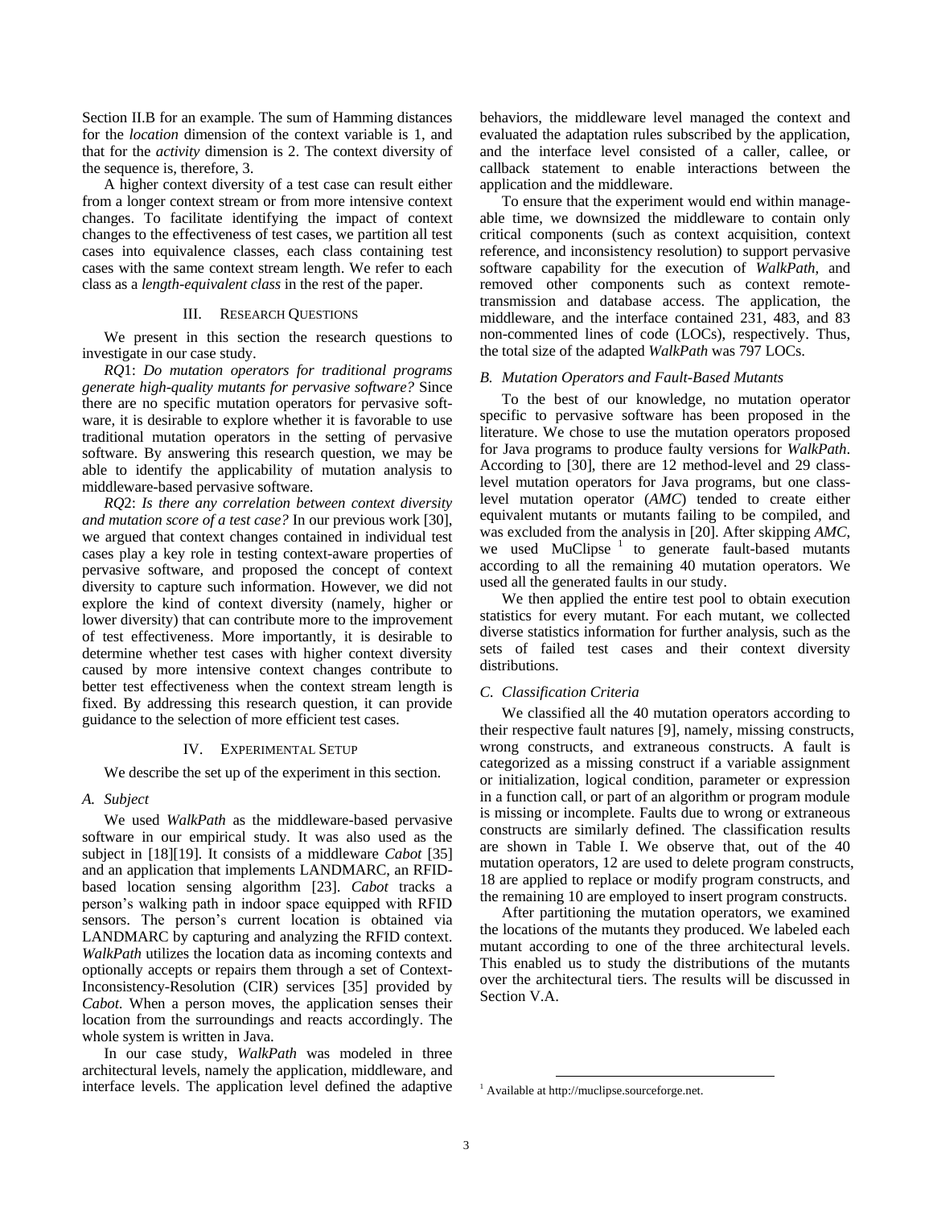Section II.B for an example. The sum of Hamming distances for the *location* dimension of the context variable is 1, and that for the *activity* dimension is 2. The context diversity of the sequence is, therefore, 3.

A higher context diversity of a test case can result either from a longer context stream or from more intensive context changes. To facilitate identifying the impact of context changes to the effectiveness of test cases, we partition all test cases into equivalence classes, each class containing test cases with the same context stream length. We refer to each class as a *length-equivalent class* in the rest of the paper.

## III. Research Questions

We present in this section the research questions to investigate in our case study.

*RQ*1: *Do mutation operators for traditional programs generate high-quality mutants for pervasive software?* Since there are no specific mutation operators for pervasive software, it is desirable to explore whether it is favorable to use traditional mutation operators in the setting of pervasive software. By answering this research question, we may be able to identify the applicability of mutation analysis to middleware-based pervasive software.

*RQ*2: *Is there any correlation between context diversity and mutation score of a test case?* In our previous work [30], we argued that context changes contained in individual test cases play a key role in testing context-aware properties of pervasive software, and proposed the concept of context diversity to capture such information. However, we did not explore the kind of context diversity (namely, higher or lower diversity) that can contribute more to the improvement of test effectiveness. More importantly, it is desirable to determine whether test cases with higher context diversity caused by more intensive context changes contribute to better test effectiveness when the context stream length is fixed. By addressing this research question, it can provide guidance to the selection of more efficient test cases.

## IV. Experimental Setup

We describe the set up of the experiment in this section.

### A. Subject

We used *WalkPath* as the middleware-based pervasive software in our empirical study. It was also used as the subject in [18][19]. It consists of a middleware *Cabot* [35] and an application that implements LANDMARC, an RFID-based location sensing algorithm [23]. *Cabot* tracks a person's walking path in indoor space equipped with RFID sensors. The person's current location is obtained via LANDMARC by capturing and analyzing the RFID context. *WalkPath* utilizes the location data as incoming contexts and optionally accepts or repairs them through a set of Context-Inconsistency-Resolution (CIR) services [35] provided by *Cabot*. When a person moves, the application senses their location from the surroundings and reacts accordingly. The whole system is written in Java.

In our case study, *WalkPath* was modeled in three architectural levels, namely the application, middleware, and interface levels. The application level defined the adaptive behaviors, the middleware level managed the context and evaluated the adaptation rules subscribed by the application, and the interface level consisted of a caller, callee, or callback statement to enable interactions between the application and the middleware.

To ensure that the experiment would end within manageable time, we downsized the middleware to contain only critical components (such as context acquisition, context reference, and inconsistency resolution) to support pervasive software capability for the execution of *WalkPath*, and removed other components such as context remote-transmission and database access. The application, the middleware, and the interface contained 231, 483, and 83 non-commented lines of code (LOCs), respectively. Thus, the total size of the adapted *WalkPath* was 797 LOCs.

### B. Mutation Operators and Fault-Based Mutants

To the best of our knowledge, no mutation operator specific to pervasive software has been proposed in the literature. We chose to use the mutation operators proposed for Java programs to produce faulty versions for *WalkPath*. According to [30], there are 12 method-level and 29 class-level mutation operators for Java programs, but one class-level mutation operator (*AMC*) tended to create either equivalent mutants or mutants failing to be compiled, and was excluded from the analysis in [20]. After skipping *AMC*, we used MuClipse [1] to generate fault-based mutants according to all the remaining 40 mutation operators. We used all the generated faults in our study.

We then applied the entire test pool to obtain execution statistics for every mutant. For each mutant, we collected diverse statistics information for further analysis, such as the sets of failed test cases and their context diversity distributions.

### C. Classification Criteria

We classified all the 40 mutation operators according to their respective fault natures [9], namely, missing constructs, wrong constructs, and extraneous constructs. A fault is categorized as a missing construct if a variable assignment or initialization, logical condition, parameter or expression in a function call, or part of an algorithm or program module is missing or incomplete. Faults due to wrong or extraneous constructs are similarly defined. The classification results are shown in Table I. We observe that, out of the 40 mutation operators, 12 are used to delete program constructs, 18 are applied to replace or modify program constructs, and the remaining 10 are employed to insert program constructs.

After partitioning the mutation operators, we examined the locations of the mutants they produced. We labeled each mutant according to one of the three architectural levels. This enabled us to study the distributions of the mutants over the architectural tiers. The results will be discussed in Section V.A.

[1] Available at http://muclipse.sourceforge.net.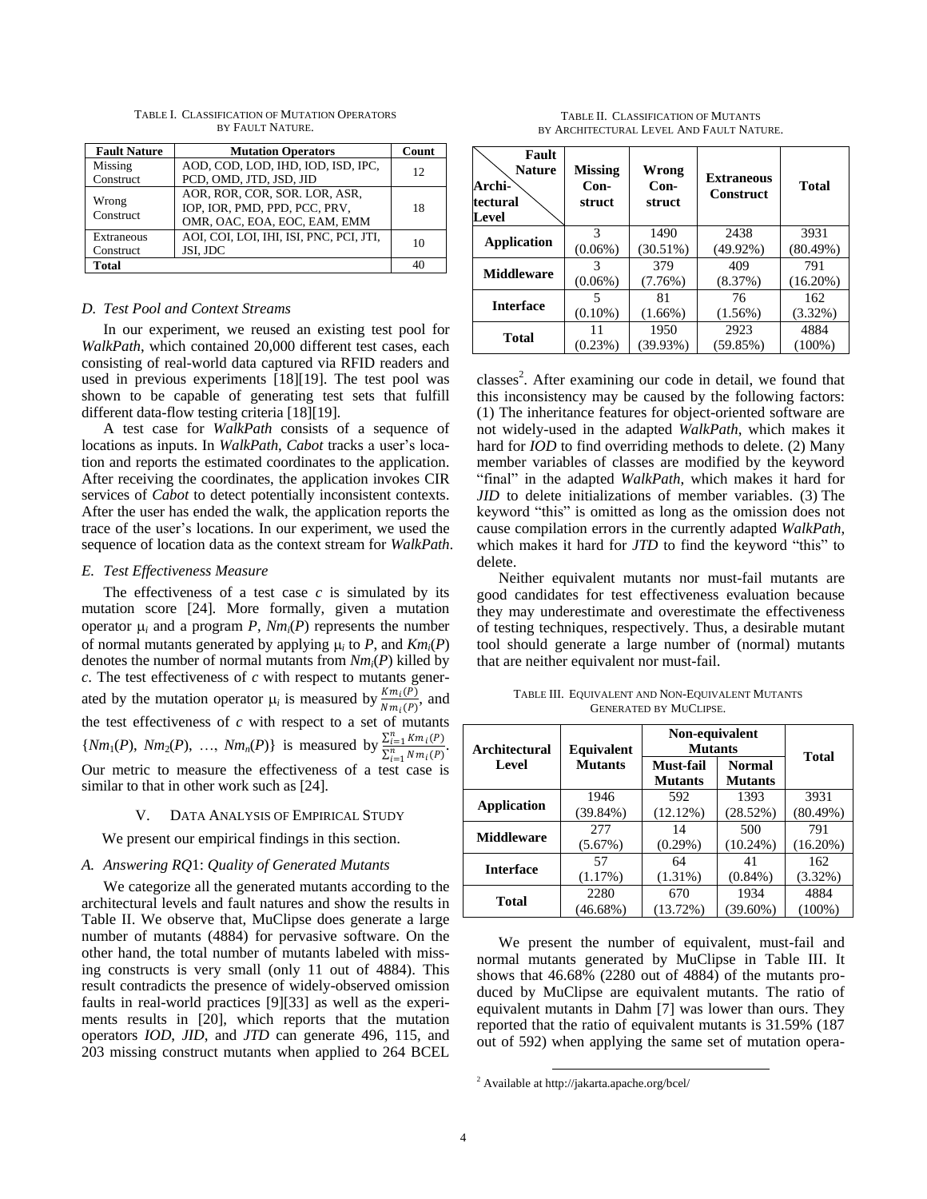TABLE I. CLASSIFICATION OF MUTATION OPERATORS BY FAULT NATURE.

| Fault Nature | Mutation Operators | Count |
|---|---|---|
| Missing Construct | AOD, COD, LOD, IHD, IOD, ISD, IPC, PCD, OMD, JTD, JSD, JID | 12 |
| Wrong Construct | AOR, ROR, COR, SOR. LOR, ASR, IOP, IOR, PMD, PPD, PCC, PRV, OMR, OAC, EOA, EOC, EAM, EMM | 18 |
| Extraneous Construct | AOI, COI, LOI, IHI, ISI, PNC, PCI, JTI, JSI, JDC | 10 |
| **Total** | | 40 |

### D. Test Pool and Context Streams

In our experiment, we reused an existing test pool for *WalkPath*, which contained 20,000 different test cases, each consisting of real-world data captured via RFID readers and used in previous experiments [18][19]. The test pool was shown to be capable of generating test sets that fulfill different data-flow testing criteria [18][19].

A test case for *WalkPath* consists of a sequence of locations as inputs. In *WalkPath*, *Cabot* tracks a user's location and reports the estimated coordinates to the application. After receiving the coordinates, the application invokes CIR services of *Cabot* to detect potentially inconsistent contexts. After the user has ended the walk, the application reports the trace of the user's locations. In our experiment, we used the sequence of location data as the context stream for *WalkPath*.

### E. Test Effectiveness Measure

The effectiveness of a test case $c$ is simulated by its mutation score [24]. More formally, given a mutation operator $\mu_i$ and a program $P$, $Nm_i(P)$ represents the number of normal mutants generated by applying $\mu_i$ to $P$, and $Km_i(P)$ denotes the number of normal mutants from $Nm_i(P)$ killed by $c$. The test effectiveness of $c$ with respect to mutants generated by the mutation operator $\mu_i$ is measured by $\frac{Km_i(P)}{Nm_i(P)}$, and the test effectiveness of $c$ with respect to a set of mutants $\{Nm_1(P), Nm_2(P), \ldots, Nm_n(P)\}$ is measured by $\frac{\sum_{i=1}^{n} Km_i(P)}{\sum_{i=1}^{n} Nm_i(P)}$. Our metric to measure the effectiveness of a test case is similar to that in other work such as [24].

## V. DATA ANALYSIS OF EMPIRICAL STUDY

We present our empirical findings in this section.

### A. Answering RQ1: Quality of Generated Mutants

We categorize all the generated mutants according to the architectural levels and fault natures and show the results in Table II. We observe that, MuClipse does generate a large number of mutants (4884) for pervasive software. On the other hand, the total number of mutants labeled with missing constructs is very small (only 11 out of 4884). This result contradicts the presence of widely-observed omission faults in real-world practices [9][33] as well as the experiments results in [20], which reports that the mutation operators *IOD*, *JID*, and *JTD* can generate 496, 115, and 203 missing construct mutants when applied to 264 BCEL classes[2]. After examining our code in detail, we found that this inconsistency may be caused by the following factors: (1) The inheritance features for object-oriented software are not widely-used in the adapted *WalkPath*, which makes it hard for *IOD* to find overriding methods to delete. (2) Many member variables of classes are modified by the keyword "final" in the adapted *WalkPath*, which makes it hard for *JID* to delete initializations of member variables. (3) The keyword "this" is omitted as long as the omission does not cause compilation errors in the currently adapted *WalkPath*, which makes it hard for *JTD* to find the keyword "this" to delete.

TABLE II. CLASSIFICATION OF MUTANTS BY ARCHITECTURAL LEVEL AND FAULT NATURE.

| Architectural Level \ Fault Nature | Missing Construct | Wrong Construct | Extraneous Construct | Total |
|---|---|---|---|---|
| **Application** | 3 (0.06%) | 1490 (30.51%) | 2438 (49.92%) | 3931 (80.49%) |
| **Middleware** | 3 (0.06%) | 379 (7.76%) | 409 (8.37%) | 791 (16.20%) |
| **Interface** | 5 (0.10%) | 81 (1.66%) | 76 (1.56%) | 162 (3.32%) |
| **Total** | 11 (0.23%) | 1950 (39.93%) | 2923 (59.85%) | 4884 (100%) |

Neither equivalent mutants nor must-fail mutants are good candidates for test effectiveness evaluation because they may underestimate and overestimate the effectiveness of testing techniques, respectively. Thus, a desirable mutant tool should generate a large number of (normal) mutants that are neither equivalent nor must-fail.

TABLE III. EQUIVALENT AND NON-EQUIVALENT MUTANTS GENERATED BY MUCLIPSE.

| Architectural Level | Equivalent Mutants | Non-equivalent Mutants | | Total |
|---|---|---|---|---|
| | | Must-fail Mutants | Normal Mutants | |
| **Application** | 1946 (39.84%) | 592 (12.12%) | 1393 (28.52%) | 3931 (80.49%) |
| **Middleware** | 277 (5.67%) | 14 (0.29%) | 500 (10.24%) | 791 (16.20%) |
| **Interface** | 57 (1.17%) | 64 (1.31%) | 41 (0.84%) | 162 (3.32%) |
| **Total** | 2280 (46.68%) | 670 (13.72%) | 1934 (39.60%) | 4884 (100%) |

We present the number of equivalent, must-fail and normal mutants generated by MuClipse in Table III. It shows that 46.68% (2280 out of 4884) of the mutants produced by MuClipse are equivalent mutants. The ratio of equivalent mutants in Dahm [7] was lower than ours. They reported that the ratio of equivalent mutants is 31.59% (187 out of 592) when applying the same set of mutation opera-

[2] Available at http://jakarta.apache.org/bcel/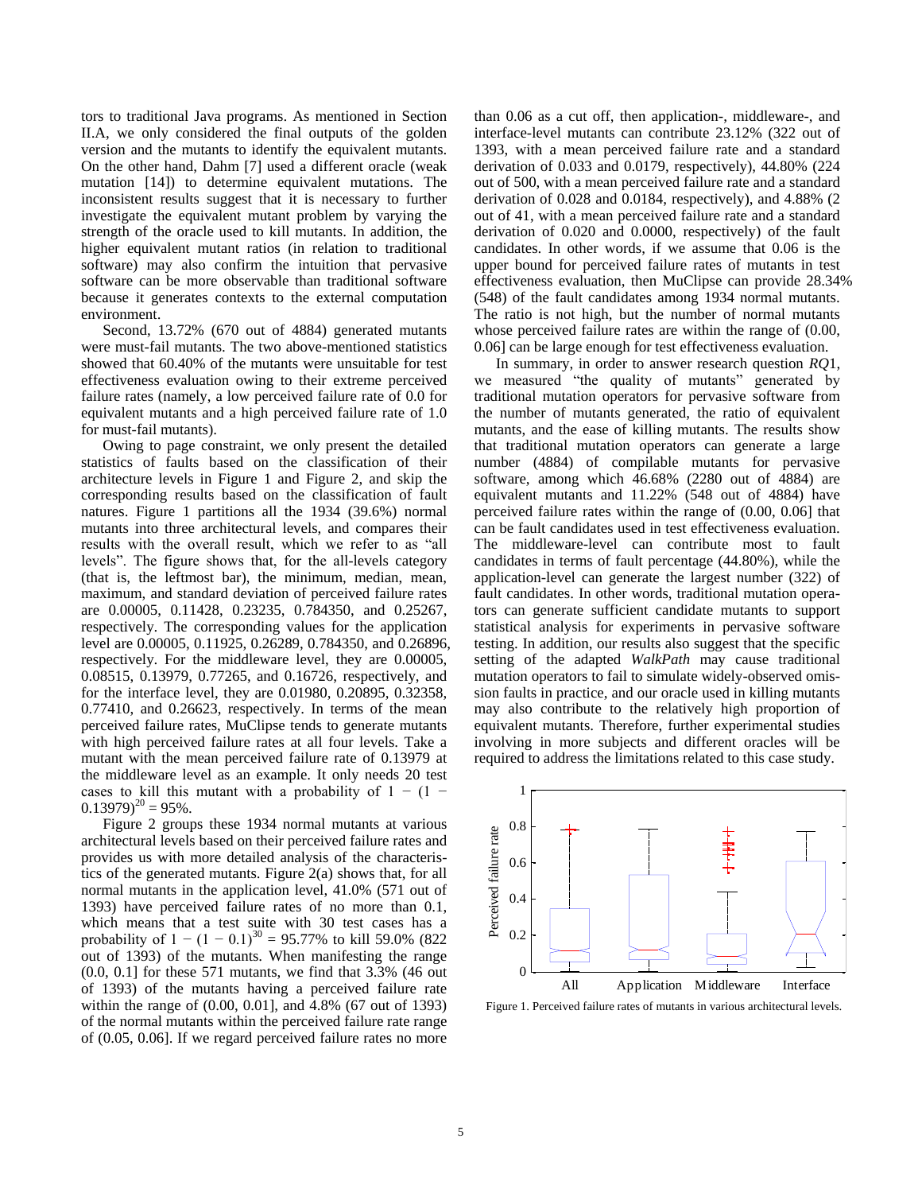tors to traditional Java programs. As mentioned in Section II.A, we only considered the final outputs of the golden version and the mutants to identify the equivalent mutants. On the other hand, Dahm [7] used a different oracle (weak mutation [14]) to determine equivalent mutations. The inconsistent results suggest that it is necessary to further investigate the equivalent mutant problem by varying the strength of the oracle used to kill mutants. In addition, the higher equivalent mutant ratios (in relation to traditional software) may also confirm the intuition that pervasive software can be more observable than traditional software because it generates contexts to the external computation environment.

Second, 13.72% (670 out of 4884) generated mutants were must-fail mutants. The two above-mentioned statistics showed that 60.40% of the mutants were unsuitable for test effectiveness evaluation owing to their extreme perceived failure rates (namely, a low perceived failure rate of 0.0 for equivalent mutants and a high perceived failure rate of 1.0 for must-fail mutants).

Owing to page constraint, we only present the detailed statistics of faults based on the classification of their architecture levels in Figure 1 and Figure 2, and skip the corresponding results based on the classification of fault natures. Figure 1 partitions all the 1934 (39.6%) normal mutants into three architectural levels, and compares their results with the overall result, which we refer to as "all levels". The figure shows that, for the all-levels category (that is, the leftmost bar), the minimum, median, mean, maximum, and standard deviation of perceived failure rates are 0.00005, 0.11428, 0.23235, 0.784350, and 0.25267, respectively. The corresponding values for the application level are 0.00005, 0.11925, 0.26289, 0.784350, and 0.26896, respectively. For the middleware level, they are 0.00005, 0.08515, 0.13979, 0.77265, and 0.16726, respectively, and for the interface level, they are 0.01980, 0.20895, 0.32358, 0.77410, and 0.26623, respectively. In terms of the mean perceived failure rates, MuClipse tends to generate mutants with high perceived failure rates at all four levels. Take a mutant with the mean perceived failure rate of 0.13979 at the middleware level as an example. It only needs 20 test cases to kill this mutant with a probability of $1 - (1 - 0.13979)^{20} = 95\%$.

Figure 2 groups these 1934 normal mutants at various architectural levels based on their perceived failure rates and provides us with more detailed analysis of the characteristics of the generated mutants. Figure 2(a) shows that, for all normal mutants in the application level, 41.0% (571 out of 1393) have perceived failure rates of no more than 0.1, which means that a test suite with 30 test cases has a probability of $1 - (1 - 0.1)^{30} = 95.77\%$ to kill 59.0% (822 out of 1393) of the mutants. When manifesting the range (0.0, 0.1] for these 571 mutants, we find that 3.3% (46 out of 1393) of the mutants having a perceived failure rate within the range of (0.00, 0.01], and 4.8% (67 out of 1393) of the normal mutants within the perceived failure rate range of (0.05, 0.06]. If we regard perceived failure rates no more than 0.06 as a cut off, then application-, middleware-, and interface-level mutants can contribute 23.12% (322 out of 1393, with a mean perceived failure rate and a standard derivation of 0.033 and 0.0179, respectively), 44.80% (224 out of 500, with a mean perceived failure rate and a standard derivation of 0.028 and 0.0184, respectively), and 4.88% (2 out of 41, with a mean perceived failure rate and a standard derivation of 0.020 and 0.0000, respectively) of the fault candidates. In other words, if we assume that 0.06 is the upper bound for perceived failure rates of mutants in test effectiveness evaluation, then MuClipse can provide 28.34% (548) of the fault candidates among 1934 normal mutants. The ratio is not high, but the number of normal mutants whose perceived failure rates are within the range of (0.00, 0.06] can be large enough for test effectiveness evaluation.

In summary, in order to answer research question *RQ*1, we measured "the quality of mutants" generated by traditional mutation operators for pervasive software from the number of mutants generated, the ratio of equivalent mutants, and the ease of killing mutants. The results show that traditional mutation operators can generate a large number (4884) of compilable mutants for pervasive software, among which 46.68% (2280 out of 4884) are equivalent mutants and 11.22% (548 out of 4884) have perceived failure rates within the range of (0.00, 0.06] that can be fault candidates used in test effectiveness evaluation. The middleware-level can contribute most to fault candidates in terms of fault percentage (44.80%), while the application-level can generate the largest number (322) of fault candidates. In other words, traditional mutation operators can generate sufficient candidate mutants to support statistical analysis for experiments in pervasive software testing. In addition, our results also suggest that the specific setting of the adapted *WalkPath* may cause traditional mutation operators to fail to simulate widely-observed omission faults in practice, and our oracle used in killing mutants may also contribute to the relatively high proportion of equivalent mutants. Therefore, further experimental studies involving in more subjects and different oracles will be required to address the limitations related to this case study.

Figure 1. Perceived failure rates of mutants in various architectural levels.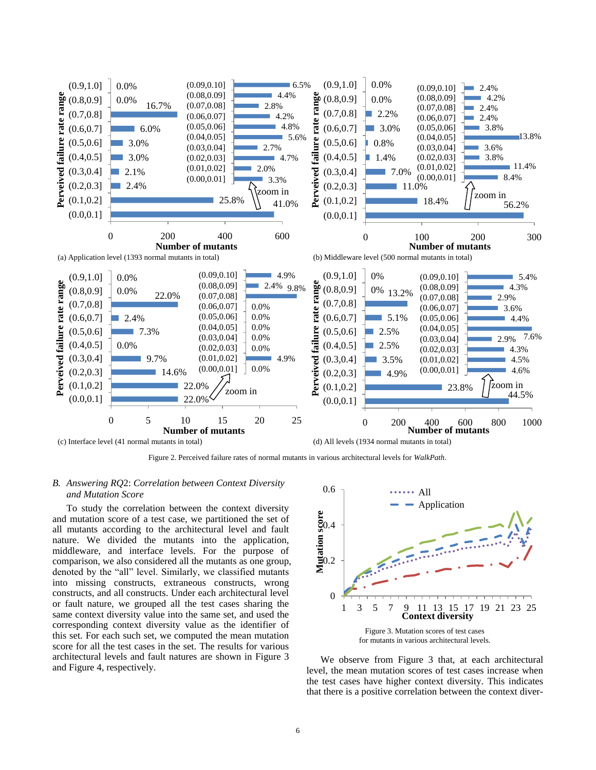(a) Application level (1393 normal mutants in total)

(b) Middleware level (500 normal mutants in total)

(c) Interface level (41 normal mutants in total)

(d) All levels (1934 normal mutants in total)

Figure 2. Perceived failure rates of normal mutants in various architectural levels for *WalkPath*.

### B. *Answering RQ2: Correlation between Context Diversity and Mutation Score*

To study the correlation between the context diversity and mutation score of a test case, we partitioned the set of all mutants according to the architectural level and fault nature. We divided the mutants into the application, middleware, and interface levels. For the purpose of comparison, we also considered all the mutants as one group, denoted by the "all" level. Similarly, we classified mutants into missing constructs, extraneous constructs, wrong constructs, and all constructs. Under each architectural level or fault nature, we grouped all the test cases sharing the same context diversity value into the same set, and used the corresponding context diversity value as the identifier of this set. For each such set, we computed the mean mutation score for all the test cases in the set. The results for various architectural levels and fault natures are shown in Figure 3 and Figure 4, respectively.

Figure 3. Mutation scores of test cases for mutants in various architectural levels.

We observe from Figure 3 that, at each architectural level, the mean mutation scores of test cases increase when the test cases have higher context diversity. This indicates that there is a positive correlation between the context diver-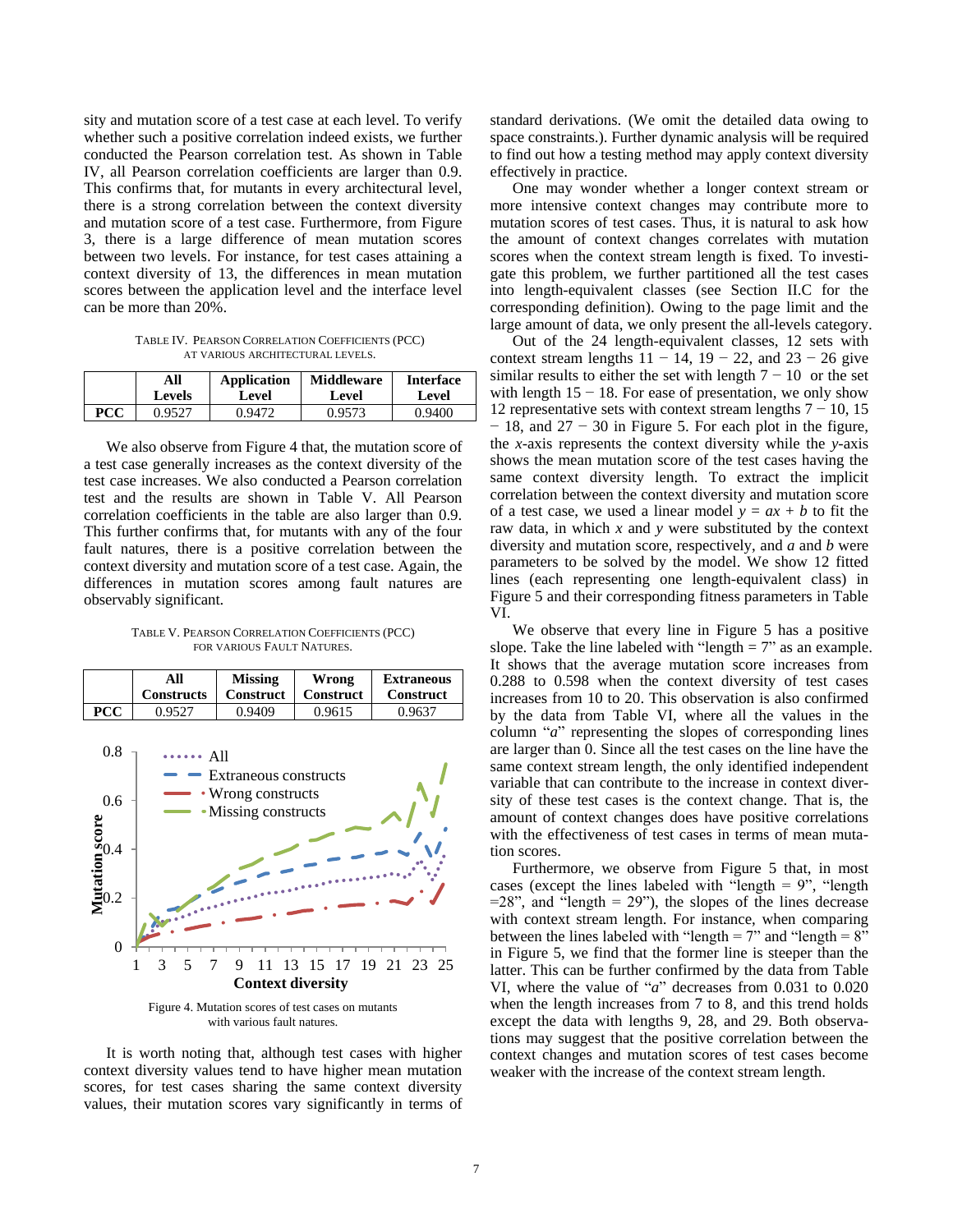sity and mutation score of a test case at each level. To verify whether such a positive correlation indeed exists, we further conducted the Pearson correlation test. As shown in Table IV, all Pearson correlation coefficients are larger than 0.9. This confirms that, for mutants in every architectural level, there is a strong correlation between the context diversity and mutation score of a test case. Furthermore, from Figure 3, there is a large difference of mean mutation scores between two levels. For instance, for test cases attaining a context diversity of 13, the differences in mean mutation scores between the application level and the interface level can be more than 20%.

TABLE IV. PEARSON CORRELATION COEFFICIENTS (PCC) AT VARIOUS ARCHITECTURAL LEVELS.

| | All Levels | Application Level | Middleware Level | Interface Level |
|---|---|---|---|---|
| **PCC** | 0.9527 | 0.9472 | 0.9573 | 0.9400 |

We also observe from Figure 4 that, the mutation score of a test case generally increases as the context diversity of the test case increases. We also conducted a Pearson correlation test and the results are shown in Table V. All Pearson correlation coefficients in the table are also larger than 0.9. This further confirms that, for mutants with any of the four fault natures, there is a positive correlation between the context diversity and mutation score of a test case. Again, the differences in mutation scores among fault natures are observably significant.

TABLE V. PEARSON CORRELATION COEFFICIENTS (PCC) FOR VARIOUS FAULT NATURES.

| | All Constructs | Missing Construct | Wrong Construct | Extraneous Construct |
|---|---|---|---|---|
| **PCC** | 0.9527 | 0.9409 | 0.9615 | 0.9637 |

Figure 4. Mutation scores of test cases on mutants with various fault natures.

It is worth noting that, although test cases with higher context diversity values tend to have higher mean mutation scores, for test cases sharing the same context diversity values, their mutation scores vary significantly in terms of standard derivations. (We omit the detailed data owing to space constraints.). Further dynamic analysis will be required to find out how a testing method may apply context diversity effectively in practice.

One may wonder whether a longer context stream or more intensive context changes may contribute more to mutation scores of test cases. Thus, it is natural to ask how the amount of context changes correlates with mutation scores when the context stream length is fixed. To investigate this problem, we further partitioned all the test cases into length-equivalent classes (see Section II.C for the corresponding definition). Owing to the page limit and the large amount of data, we only present the all-levels category.

Out of the 24 length-equivalent classes, 12 sets with context stream lengths 11 − 14, 19 − 22, and 23 − 26 give similar results to either the set with length 7 − 10 or the set with length 15 − 18. For ease of presentation, we only show 12 representative sets with context stream lengths 7 − 10, 15 − 18, and 27 − 30 in Figure 5. For each plot in the figure, the *x*-axis represents the context diversity while the *y*-axis shows the mean mutation score of the test cases having the same context diversity length. To extract the implicit correlation between the context diversity and mutation score of a test case, we used a linear model $y = ax + b$ to fit the raw data, in which $x$ and $y$ were substituted by the context diversity and mutation score, respectively, and $a$ and $b$ were parameters to be solved by the model. We show 12 fitted lines (each representing one length-equivalent class) in Figure 5 and their corresponding fitness parameters in Table VI.

We observe that every line in Figure 5 has a positive slope. Take the line labeled with "length = 7" as an example. It shows that the average mutation score increases from 0.288 to 0.598 when the context diversity of test cases increases from 10 to 20. This observation is also confirmed by the data from Table VI, where all the values in the column "$a$" representing the slopes of corresponding lines are larger than 0. Since all the test cases on the line have the same context stream length, the only identified independent variable that can contribute to the increase in context diversity of these test cases is the context change. That is, the amount of context changes does have positive correlations with the effectiveness of test cases in terms of mean mutation scores.

Furthermore, we observe from Figure 5 that, in most cases (except the lines labeled with "length = 9", "length =28", and "length = 29"), the slopes of the lines decrease with context stream length. For instance, when comparing between the lines labeled with "length = 7" and "length = 8" in Figure 5, we find that the former line is steeper than the latter. This can be further confirmed by the data from Table VI, where the value of "$a$" decreases from 0.031 to 0.020 when the length increases from 7 to 8, and this trend holds except the data with lengths 9, 28, and 29. Both observations may suggest that the positive correlation between the context changes and mutation scores of test cases become weaker with the increase of the context stream length.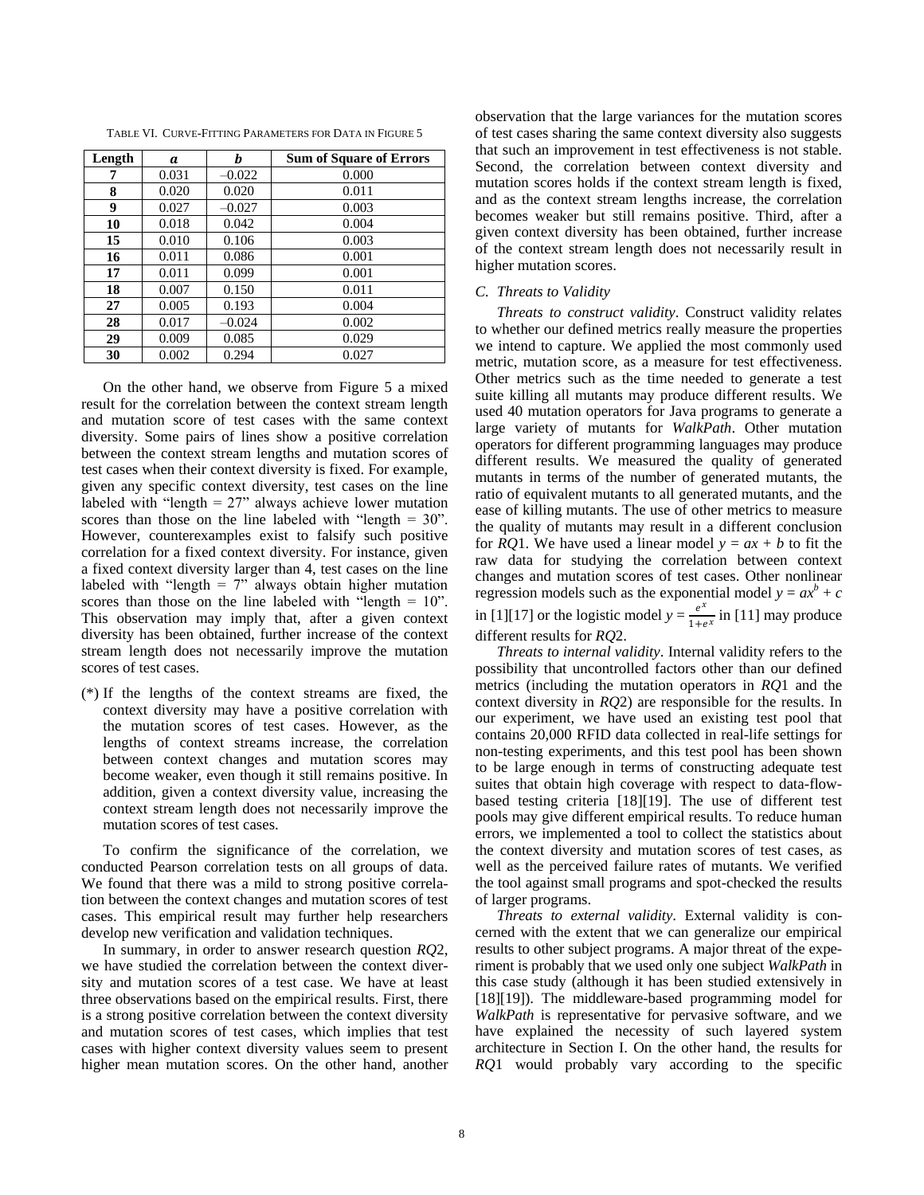TABLE VI. CURVE-FITTING PARAMETERS FOR DATA IN FIGURE 5

| Length | *a* | *b* | Sum of Square of Errors |
|---|---|---|---|
| 7 | 0.031 | –0.022 | 0.000 |
| 8 | 0.020 | 0.020 | 0.011 |
| 9 | 0.027 | –0.027 | 0.003 |
| 10 | 0.018 | 0.042 | 0.004 |
| 15 | 0.010 | 0.106 | 0.003 |
| 16 | 0.011 | 0.086 | 0.001 |
| 17 | 0.011 | 0.099 | 0.001 |
| 18 | 0.007 | 0.150 | 0.011 |
| 27 | 0.005 | 0.193 | 0.004 |
| 28 | 0.017 | –0.024 | 0.002 |
| 29 | 0.009 | 0.085 | 0.029 |
| 30 | 0.002 | 0.294 | 0.027 |

On the other hand, we observe from Figure 5 a mixed result for the correlation between the context stream length and mutation score of test cases with the same context diversity. Some pairs of lines show a positive correlation between the context stream lengths and mutation scores of test cases when their context diversity is fixed. For example, given any specific context diversity, test cases on the line labeled with "length = 27" always achieve lower mutation scores than those on the line labeled with "length = 30". However, counterexamples exist to falsify such positive correlation for a fixed context diversity. For instance, given a fixed context diversity larger than 4, test cases on the line labeled with "length = 7" always obtain higher mutation scores than those on the line labeled with "length = 10". This observation may imply that, after a given context diversity has been obtained, further increase of the context stream length does not necessarily improve the mutation scores of test cases.

(*) If the lengths of the context streams are fixed, the context diversity may have a positive correlation with the mutation scores of test cases. However, as the lengths of context streams increase, the correlation between context changes and mutation scores may become weaker, even though it still remains positive. In addition, given a context diversity value, increasing the context stream length does not necessarily improve the mutation scores of test cases.

To confirm the significance of the correlation, we conducted Pearson correlation tests on all groups of data. We found that there was a mild to strong positive correlation between the context changes and mutation scores of test cases. This empirical result may further help researchers develop new verification and validation techniques.

In summary, in order to answer research question *RQ*2, we have studied the correlation between the context diversity and mutation scores of a test case. We have at least three observations based on the empirical results. First, there is a strong positive correlation between the context diversity and mutation scores of test cases, which implies that test cases with higher context diversity values seem to present higher mean mutation scores. On the other hand, another observation that the large variances for the mutation scores of test cases sharing the same context diversity also suggests that such an improvement in test effectiveness is not stable. Second, the correlation between context diversity and mutation scores holds if the context stream length is fixed, and as the context stream lengths increase, the correlation becomes weaker but still remains positive. Third, after a given context diversity has been obtained, further increase of the context stream length does not necessarily result in higher mutation scores.

### C. Threats to Validity

*Threats to construct validity*. Construct validity relates to whether our defined metrics really measure the properties we intend to capture. We applied the most commonly used metric, mutation score, as a measure for test effectiveness. Other metrics such as the time needed to generate a test suite killing all mutants may produce different results. We used 40 mutation operators for Java programs to generate a large variety of mutants for *WalkPath*. Other mutation operators for different programming languages may produce different results. We measured the quality of generated mutants in terms of the number of generated mutants, the ratio of equivalent mutants to all generated mutants, and the ease of killing mutants. The use of other metrics to measure the quality of mutants may result in a different conclusion for *RQ*1. We have used a linear model $y = ax + b$ to fit the raw data for studying the correlation between context changes and mutation scores of test cases. Other nonlinear regression models such as the exponential model $y = ax^b + c$ in [1][17] or the logistic model $y = \frac{e^x}{1+e^x}$ in [11] may produce different results for *RQ*2.

*Threats to internal validity*. Internal validity refers to the possibility that uncontrolled factors other than our defined metrics (including the mutation operators in *RQ*1 and the context diversity in *RQ*2) are responsible for the results. In our experiment, we have used an existing test pool that contains 20,000 RFID data collected in real-life settings for non-testing experiments, and this test pool has been shown to be large enough in terms of constructing adequate test suites that obtain high coverage with respect to data-flow-based testing criteria [18][19]. The use of different test pools may give different empirical results. To reduce human errors, we implemented a tool to collect the statistics about the context diversity and mutation scores of test cases, as well as the perceived failure rates of mutants. We verified the tool against small programs and spot-checked the results of larger programs.

*Threats to external validity*. External validity is concerned with the extent that we can generalize our empirical results to other subject programs. A major threat of the experiment is probably that we used only one subject *WalkPath* in this case study (although it has been studied extensively in [18][19]). The middleware-based programming model for *WalkPath* is representative for pervasive software, and we have explained the necessity of such layered system architecture in Section I. On the other hand, the results for *RQ*1 would probably vary according to the specific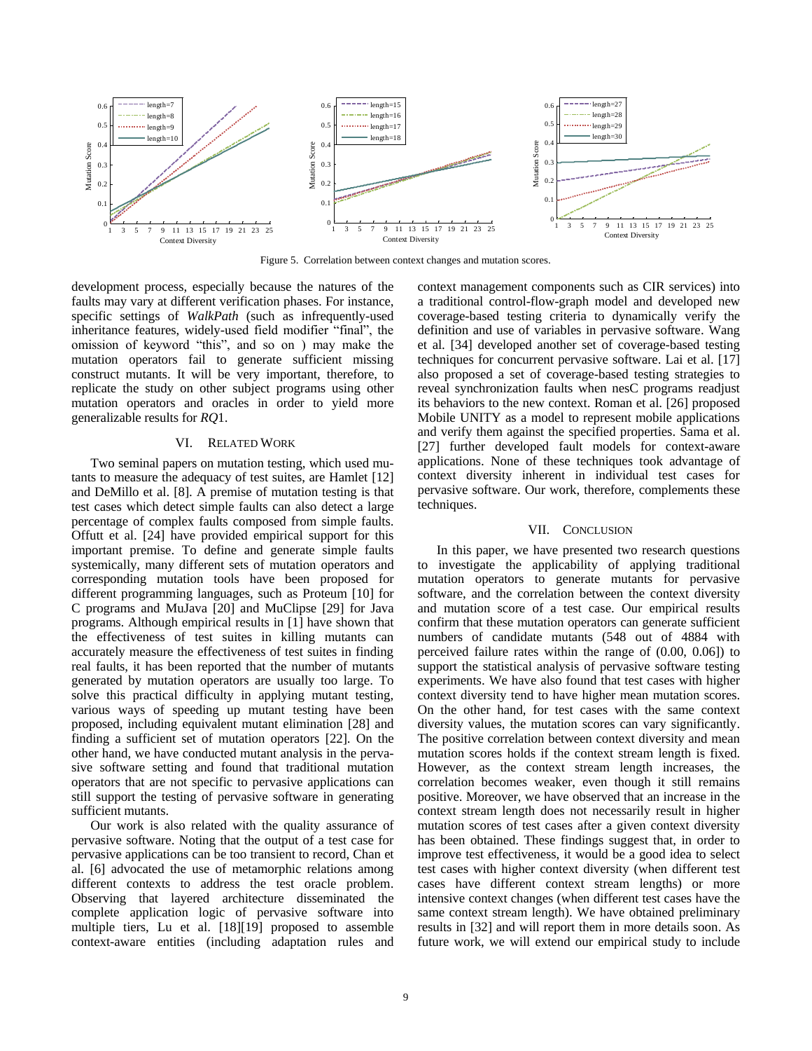Figure 5. Correlation between context changes and mutation scores.

development process, especially because the natures of the faults may vary at different verification phases. For instance, specific settings of *WalkPath* (such as infrequently-used inheritance features, widely-used field modifier "final", the omission of keyword "this", and so on ) may make the mutation operators fail to generate sufficient missing construct mutants. It will be very important, therefore, to replicate the study on other subject programs using other mutation operators and oracles in order to yield more generalizable results for *RQ*1.

## VI. Related Work

Two seminal papers on mutation testing, which used mutants to measure the adequacy of test suites, are Hamlet [12] and DeMillo et al. [8]. A premise of mutation testing is that test cases which detect simple faults can also detect a large percentage of complex faults composed from simple faults. Offutt et al. [24] have provided empirical support for this important premise. To define and generate simple faults systemically, many different sets of mutation operators and corresponding mutation tools have been proposed for different programming languages, such as Proteum [10] for C programs and MuJava [20] and MuClipse [29] for Java programs. Although empirical results in [1] have shown that the effectiveness of test suites in killing mutants can accurately measure the effectiveness of test suites in finding real faults, it has been reported that the number of mutants generated by mutation operators are usually too large. To solve this practical difficulty in applying mutant testing, various ways of speeding up mutant testing have been proposed, including equivalent mutant elimination [28] and finding a sufficient set of mutation operators [22]. On the other hand, we have conducted mutant analysis in the pervasive software setting and found that traditional mutation operators that are not specific to pervasive applications can still support the testing of pervasive software in generating sufficient mutants.

Our work is also related with the quality assurance of pervasive software. Noting that the output of a test case for pervasive applications can be too transient to record, Chan et al. [6] advocated the use of metamorphic relations among different contexts to address the test oracle problem. Observing that layered architecture disseminated the complete application logic of pervasive software into multiple tiers, Lu et al. [18][19] proposed to assemble context-aware entities (including adaptation rules and context management components such as CIR services) into a traditional control-flow-graph model and developed new coverage-based testing criteria to dynamically verify the definition and use of variables in pervasive software. Wang et al. [34] developed another set of coverage-based testing techniques for concurrent pervasive software. Lai et al. [17] also proposed a set of coverage-based testing strategies to reveal synchronization faults when nesC programs readjust its behaviors to the new context. Roman et al. [26] proposed Mobile UNITY as a model to represent mobile applications and verify them against the specified properties. Sama et al. [27] further developed fault models for context-aware applications. None of these techniques took advantage of context diversity inherent in individual test cases for pervasive software. Our work, therefore, complements these techniques.

## VII. Conclusion

In this paper, we have presented two research questions to investigate the applicability of applying traditional mutation operators to generate mutants for pervasive software, and the correlation between the context diversity and mutation score of a test case. Our empirical results confirm that these mutation operators can generate sufficient numbers of candidate mutants (548 out of 4884 with perceived failure rates within the range of (0.00, 0.06]) to support the statistical analysis of pervasive software testing experiments. We have also found that test cases with higher context diversity tend to have higher mean mutation scores. On the other hand, for test cases with the same context diversity values, the mutation scores can vary significantly. The positive correlation between context diversity and mean mutation scores holds if the context stream length is fixed. However, as the context stream length increases, the correlation becomes weaker, even though it still remains positive. Moreover, we have observed that an increase in the context stream length does not necessarily result in higher mutation scores of test cases after a given context diversity has been obtained. These findings suggest that, in order to improve test effectiveness, it would be a good idea to select test cases with higher context diversity (when different test cases have different context stream lengths) or more intensive context changes (when different test cases have the same context stream length). We have obtained preliminary results in [32] and will report them in more details soon. As future work, we will extend our empirical study to include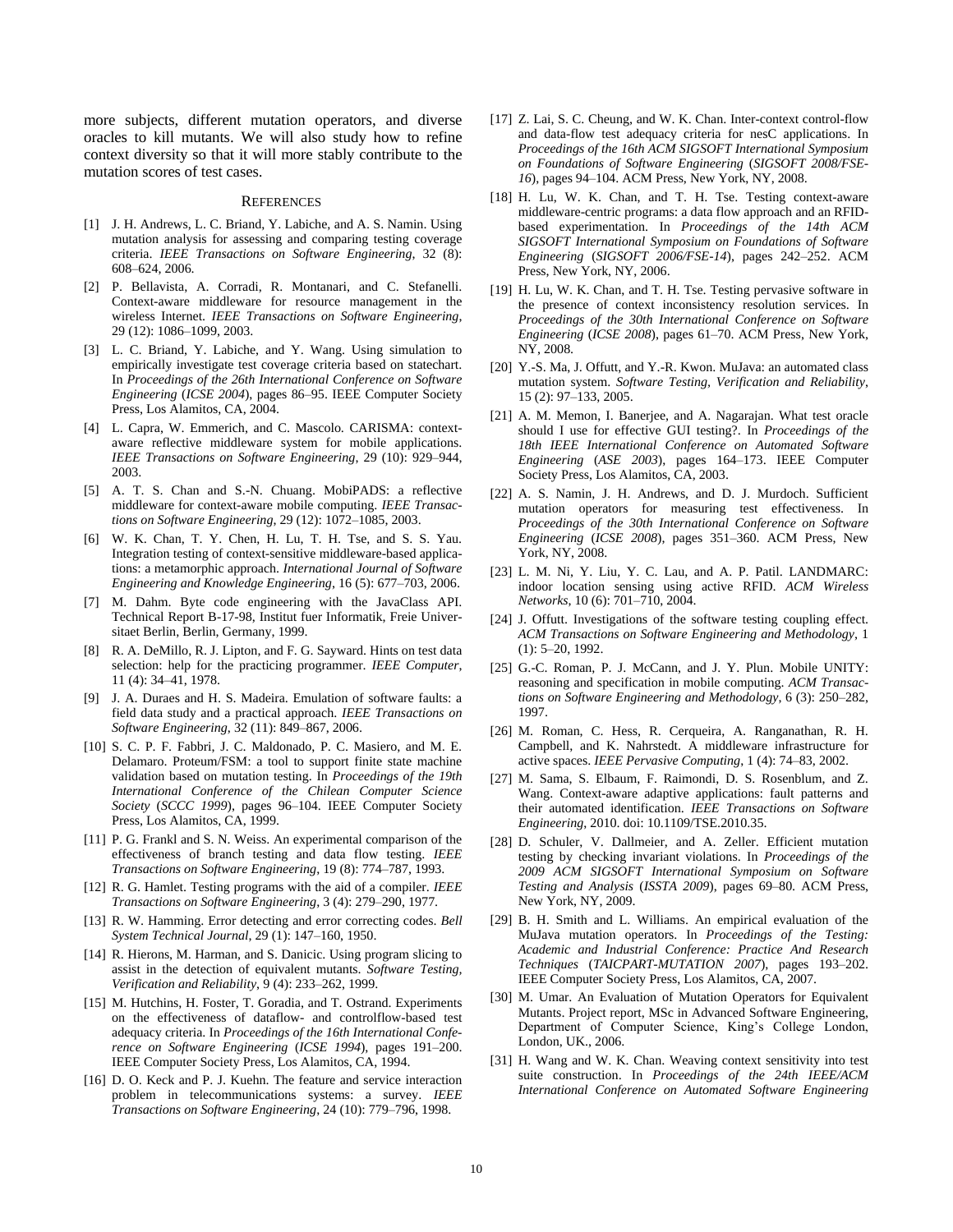more subjects, different mutation operators, and diverse oracles to kill mutants. We will also study how to refine context diversity so that it will more stably contribute to the mutation scores of test cases.

## References

[1] J. H. Andrews, L. C. Briand, Y. Labiche, and A. S. Namin. Using mutation analysis for assessing and comparing testing coverage criteria. *IEEE Transactions on Software Engineering*, 32 (8): 608–624, 2006.

[2] P. Bellavista, A. Corradi, R. Montanari, and C. Stefanelli. Context-aware middleware for resource management in the wireless Internet. *IEEE Transactions on Software Engineering*, 29 (12): 1086–1099, 2003.

[3] L. C. Briand, Y. Labiche, and Y. Wang. Using simulation to empirically investigate test coverage criteria based on statechart. In *Proceedings of the 26th International Conference on Software Engineering* (*ICSE 2004*), pages 86–95. IEEE Computer Society Press, Los Alamitos, CA, 2004.

[4] L. Capra, W. Emmerich, and C. Mascolo. CARISMA: context-aware reflective middleware system for mobile applications. *IEEE Transactions on Software Engineering*, 29 (10): 929–944, 2003.

[5] A. T. S. Chan and S.-N. Chuang. MobiPADS: a reflective middleware for context-aware mobile computing. *IEEE Transactions on Software Engineering*, 29 (12): 1072–1085, 2003.

[6] W. K. Chan, T. Y. Chen, H. Lu, T. H. Tse, and S. S. Yau. Integration testing of context-sensitive middleware-based applications: a metamorphic approach. *International Journal of Software Engineering and Knowledge Engineering*, 16 (5): 677–703, 2006.

[7] M. Dahm. Byte code engineering with the JavaClass API. Technical Report B-17-98, Institut fuer Informatik, Freie Universitaet Berlin, Berlin, Germany, 1999.

[8] R. A. DeMillo, R. J. Lipton, and F. G. Sayward. Hints on test data selection: help for the practicing programmer. *IEEE Computer*, 11 (4): 34–41, 1978.

[9] J. A. Duraes and H. S. Madeira. Emulation of software faults: a field data study and a practical approach. *IEEE Transactions on Software Engineering*, 32 (11): 849–867, 2006.

[10] S. C. P. F. Fabbri, J. C. Maldonado, P. C. Masiero, and M. E. Delamaro. Proteum/FSM: a tool to support finite state machine validation based on mutation testing. In *Proceedings of the 19th International Conference of the Chilean Computer Science Society* (*SCCC 1999*), pages 96–104. IEEE Computer Society Press, Los Alamitos, CA, 1999.

[11] P. G. Frankl and S. N. Weiss. An experimental comparison of the effectiveness of branch testing and data flow testing. *IEEE Transactions on Software Engineering*, 19 (8): 774–787, 1993.

[12] R. G. Hamlet. Testing programs with the aid of a compiler. *IEEE Transactions on Software Engineering*, 3 (4): 279–290, 1977.

[13] R. W. Hamming. Error detecting and error correcting codes. *Bell System Technical Journal*, 29 (1): 147–160, 1950.

[14] R. Hierons, M. Harman, and S. Danicic. Using program slicing to assist in the detection of equivalent mutants. *Software Testing, Verification and Reliability*, 9 (4): 233–262, 1999.

[15] M. Hutchins, H. Foster, T. Goradia, and T. Ostrand. Experiments on the effectiveness of dataflow- and controlflow-based test adequacy criteria. In *Proceedings of the 16th International Conference on Software Engineering* (*ICSE 1994*), pages 191–200. IEEE Computer Society Press, Los Alamitos, CA, 1994.

[16] D. O. Keck and P. J. Kuehn. The feature and service interaction problem in telecommunications systems: a survey. *IEEE Transactions on Software Engineering*, 24 (10): 779–796, 1998.

[17] Z. Lai, S. C. Cheung, and W. K. Chan. Inter-context control-flow and data-flow test adequacy criteria for nesC applications. In *Proceedings of the 16th ACM SIGSOFT International Symposium on Foundations of Software Engineering* (*SIGSOFT 2008/FSE-16*), pages 94–104. ACM Press, New York, NY, 2008.

[18] H. Lu, W. K. Chan, and T. H. Tse. Testing context-aware middleware-centric programs: a data flow approach and an RFID-based experimentation. In *Proceedings of the 14th ACM SIGSOFT International Symposium on Foundations of Software Engineering* (*SIGSOFT 2006/FSE-14*), pages 242–252. ACM Press, New York, NY, 2006.

[19] H. Lu, W. K. Chan, and T. H. Tse. Testing pervasive software in the presence of context inconsistency resolution services. In *Proceedings of the 30th International Conference on Software Engineering* (*ICSE 2008*), pages 61–70. ACM Press, New York, NY, 2008.

[20] Y.-S. Ma, J. Offutt, and Y.-R. Kwon. MuJava: an automated class mutation system. *Software Testing, Verification and Reliability*, 15 (2): 97–133, 2005.

[21] A. M. Memon, I. Banerjee, and A. Nagarajan. What test oracle should I use for effective GUI testing?. In *Proceedings of the 18th IEEE International Conference on Automated Software Engineering* (*ASE 2003*), pages 164–173. IEEE Computer Society Press, Los Alamitos, CA, 2003.

[22] A. S. Namin, J. H. Andrews, and D. J. Murdoch. Sufficient mutation operators for measuring test effectiveness. In *Proceedings of the 30th International Conference on Software Engineering* (*ICSE 2008*), pages 351–360. ACM Press, New York, NY, 2008.

[23] L. M. Ni, Y. Liu, Y. C. Lau, and A. P. Patil. LANDMARC: indoor location sensing using active RFID. *ACM Wireless Networks*, 10 (6): 701–710, 2004.

[24] J. Offutt. Investigations of the software testing coupling effect. *ACM Transactions on Software Engineering and Methodology*, 1 (1): 5–20, 1992.

[25] G.-C. Roman, P. J. McCann, and J. Y. Plun. Mobile UNITY: reasoning and specification in mobile computing. *ACM Transactions on Software Engineering and Methodology*, 6 (3): 250–282, 1997.

[26] M. Roman, C. Hess, R. Cerqueira, A. Ranganathan, R. H. Campbell, and K. Nahrstedt. A middleware infrastructure for active spaces. *IEEE Pervasive Computing*, 1 (4): 74–83, 2002.

[27] M. Sama, S. Elbaum, F. Raimondi, D. S. Rosenblum, and Z. Wang. Context-aware adaptive applications: fault patterns and their automated identification. *IEEE Transactions on Software Engineering*, 2010. doi: 10.1109/TSE.2010.35.

[28] D. Schuler, V. Dallmeier, and A. Zeller. Efficient mutation testing by checking invariant violations. In *Proceedings of the 2009 ACM SIGSOFT International Symposium on Software Testing and Analysis* (*ISSTA 2009*), pages 69–80. ACM Press, New York, NY, 2009.

[29] B. H. Smith and L. Williams. An empirical evaluation of the MuJava mutation operators. In *Proceedings of the Testing: Academic and Industrial Conference: Practice And Research Techniques* (*TAICPART-MUTATION 2007*), pages 193–202. IEEE Computer Society Press, Los Alamitos, CA, 2007.

[30] M. Umar. An Evaluation of Mutation Operators for Equivalent Mutants. Project report, MSc in Advanced Software Engineering, Department of Computer Science, King's College London, London, UK., 2006.

[31] H. Wang and W. K. Chan. Weaving context sensitivity into test suite construction. In *Proceedings of the 24th IEEE/ACM International Conference on Automated Software Engineering*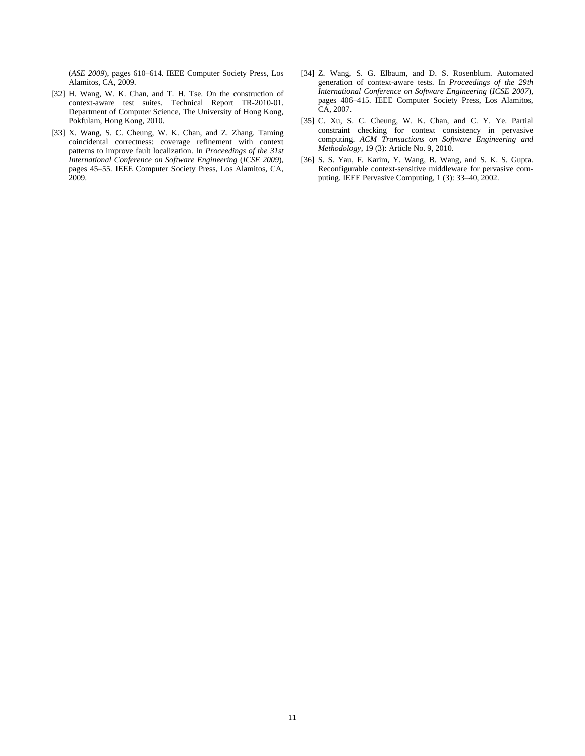(*ASE 2009*), pages 610–614. IEEE Computer Society Press, Los Alamitos, CA, 2009.

[32] H. Wang, W. K. Chan, and T. H. Tse. On the construction of context-aware test suites. Technical Report TR-2010-01. Department of Computer Science, The University of Hong Kong, Pokfulam, Hong Kong, 2010.

[33] X. Wang, S. C. Cheung, W. K. Chan, and Z. Zhang. Taming coincidental correctness: coverage refinement with context patterns to improve fault localization. In *Proceedings of the 31st International Conference on Software Engineering* (*ICSE 2009*), pages 45–55. IEEE Computer Society Press, Los Alamitos, CA, 2009.

[34] Z. Wang, S. G. Elbaum, and D. S. Rosenblum. Automated generation of context-aware tests. In *Proceedings of the 29th International Conference on Software Engineering* (*ICSE 2007*), pages 406–415. IEEE Computer Society Press, Los Alamitos, CA, 2007.

[35] C. Xu, S. C. Cheung, W. K. Chan, and C. Y. Ye. Partial constraint checking for context consistency in pervasive computing. *ACM Transactions on Software Engineering and Methodology*, 19 (3): Article No. 9, 2010.

[36] S. S. Yau, F. Karim, Y. Wang, B. Wang, and S. K. S. Gupta. Reconfigurable context-sensitive middleware for pervasive computing. IEEE Pervasive Computing, 1 (3): 33–40, 2002.